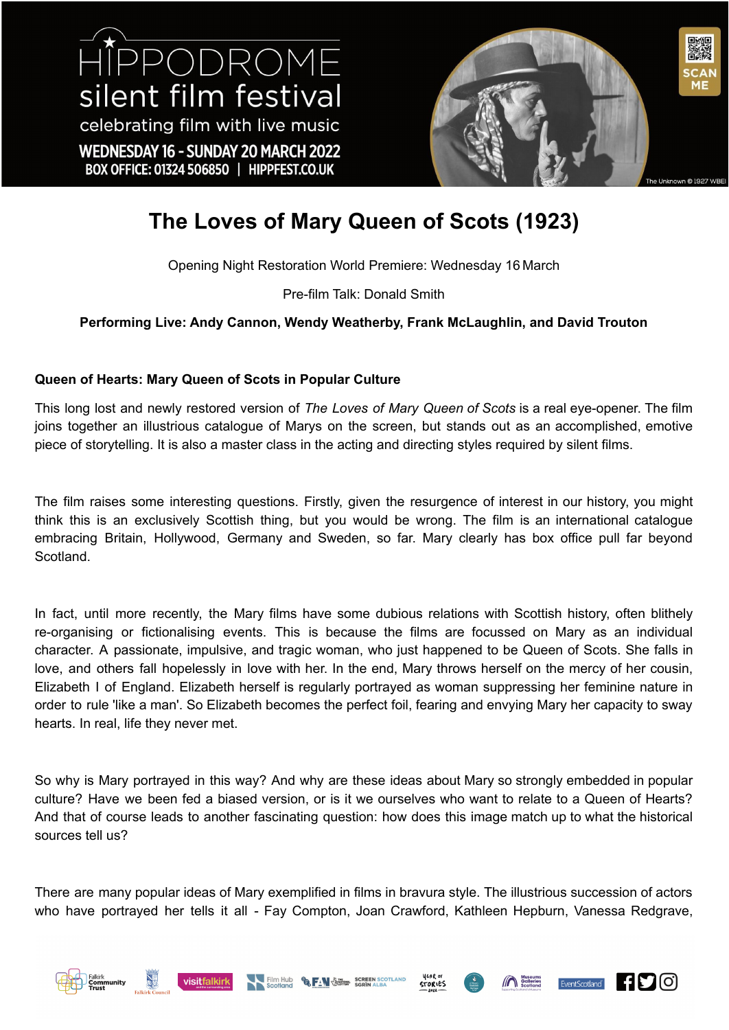HIPPODROME silent film festival

celebrating film with live music

WEDNESDAY 16 - SUNDAY 20 MARCH 2022

BOX OFFICE: 01324 506850 | HIPPFEST.CO.UK

The Unknown © 1927 WBEI

# The Loves of Mary Queen of Scots (1923)

Opening Night Restoration World Premiere: Wednesday 16 March

Pre-film Talk: Donald Smith

**Performing Live: Andy Cannon, Wendy Weatherby, Frank McLaughlin, and David Trouton**

### Queen of Hearts: Mary Queen of Scots in Popular Culture

This long lost and newly restored version of *The Loves of Mary Queen of Scots* is a real eye-opener. The film joins together an illustrious catalogue of Marys on the screen, but stands out as an accomplished, emotive piece of storytelling. It is also a master class in the acting and directing styles required by silent films.

The film raises some interesting questions. Firstly, given the resurgence of interest in our history, you might think this is an exclusively Scottish thing, but you would be wrong. The film is an international catalogue embracing Britain, Hollywood, Germany and Sweden, so far. Mary clearly has box office pull far beyond Scotland.

In fact, until more recently, the Mary films have some dubious relations with Scottish history, often blithely re-organising or fictionalising events. This is because the films are focussed on Mary as an individual character. A passionate, impulsive, and tragic woman, who just happened to be Queen of Scots. She falls in love, and others fall hopelessly in love with her. In the end, Mary throws herself on the mercy of her cousin, Elizabeth I of England. Elizabeth herself is regularly portrayed as woman suppressing her feminine nature in order to rule 'like a man'. So Elizabeth becomes the perfect foil, fearing and envying Mary her capacity to sway hearts. In real, life they never met.

So why is Mary portrayed in this way? And why are these ideas about Mary so strongly embedded in popular culture? Have we been fed a biased version, or is it we ourselves who want to relate to a Queen of Hearts? And that of course leads to another fascinating question: how does this image match up to what the historical sources tell us?

There are many popular ideas of Mary exemplified in films in bravura style. The illustrious succession of actors who have portrayed her tells it all - Fay Compton, Joan Crawford, Kathleen Hepburn, Vanessa Redgrave,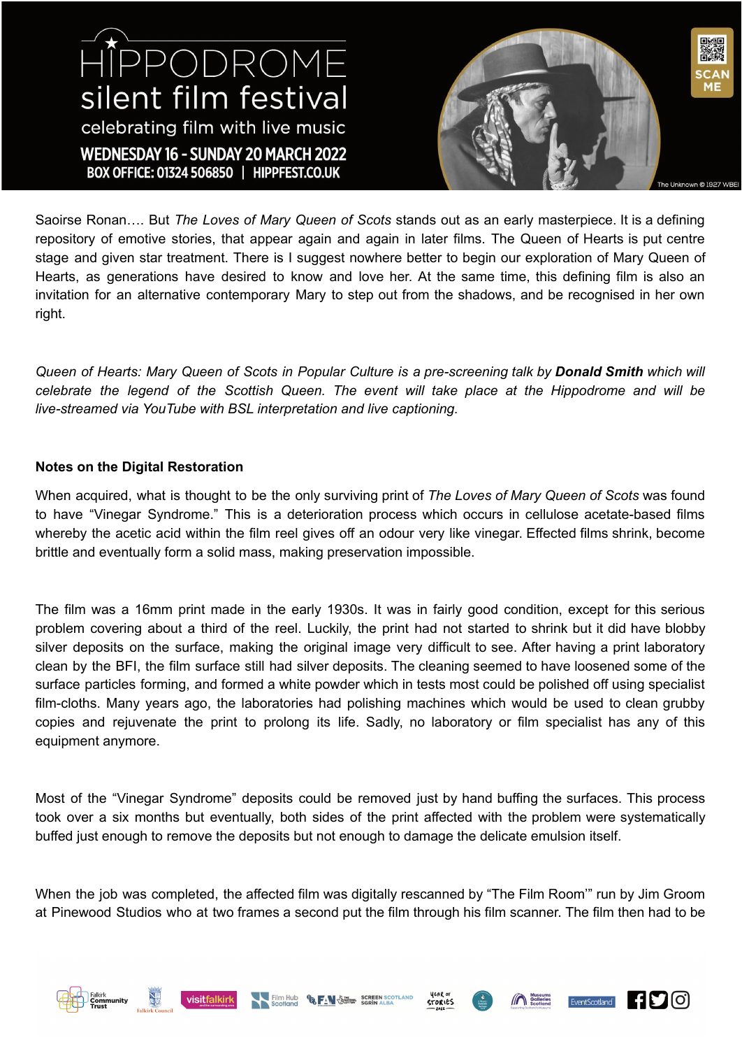Saoirse Ronan…. But *The Loves of Mary Queen of Scots* stands out as an early masterpiece. It is a defining repository of emotive stories, that appear again and again in later films. The Queen of Hearts is put centre stage and given star treatment. There is I suggest nowhere better to begin our exploration of Mary Queen of Hearts, as generations have desired to know and love her. At the same time, this defining film is also an invitation for an alternative contemporary Mary to step out from the shadows, and be recognised in her own right.

*Queen of Hearts: Mary Queen of Scots in Popular Culture is a pre-screening talk by* ***Donald Smith*** *which will celebrate the legend of the Scottish Queen. The event will take place at the Hippodrome and will be live-streamed via YouTube with BSL interpretation and live captioning.*

**Notes on the Digital Restoration**

When acquired, what is thought to be the only surviving print of *The Loves of Mary Queen of Scots* was found to have "Vinegar Syndrome." This is a deterioration process which occurs in cellulose acetate-based films whereby the acetic acid within the film reel gives off an odour very like vinegar. Effected films shrink, become brittle and eventually form a solid mass, making preservation impossible.

The film was a 16mm print made in the early 1930s. It was in fairly good condition, except for this serious problem covering about a third of the reel. Luckily, the print had not started to shrink but it did have blobby silver deposits on the surface, making the original image very difficult to see. After having a print laboratory clean by the BFI, the film surface still had silver deposits. The cleaning seemed to have loosened some of the surface particles forming, and formed a white powder which in tests most could be polished off using specialist film-cloths. Many years ago, the laboratories had polishing machines which would be used to clean grubby copies and rejuvenate the print to prolong its life. Sadly, no laboratory or film specialist has any of this equipment anymore.

Most of the "Vinegar Syndrome" deposits could be removed just by hand buffing the surfaces. This process took over a six months but eventually, both sides of the print affected with the problem were systematically buffed just enough to remove the deposits but not enough to damage the delicate emulsion itself.

When the job was completed, the affected film was digitally rescanned by "The Film Room'" run by Jim Groom at Pinewood Studios who at two frames a second put the film through his film scanner. The film then had to be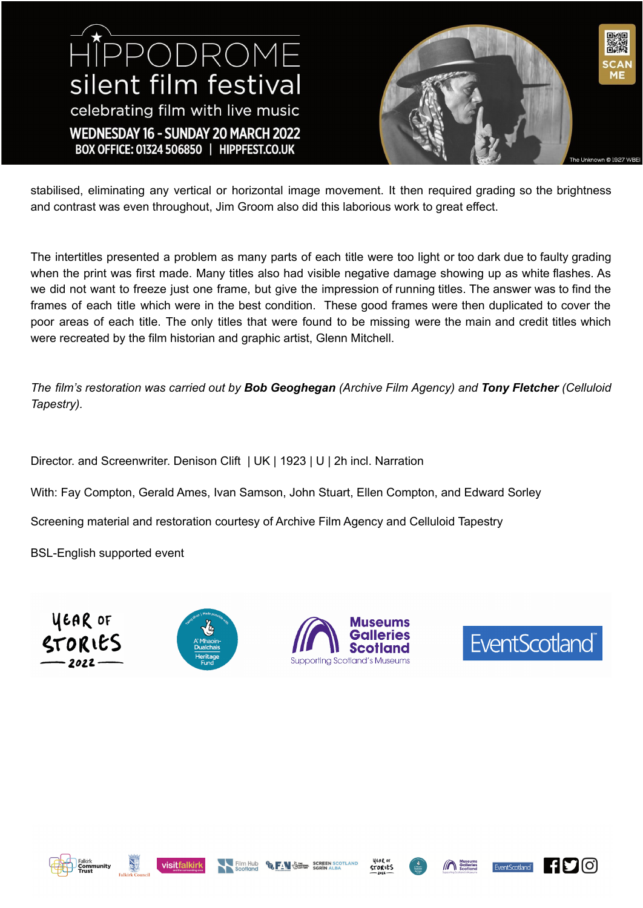stabilised, eliminating any vertical or horizontal image movement. It then required grading so the brightness and contrast was even throughout, Jim Groom also did this laborious work to great effect.

The intertitles presented a problem as many parts of each title were too light or too dark due to faulty grading when the print was first made. Many titles also had visible negative damage showing up as white flashes. As we did not want to freeze just one frame, but give the impression of running titles. The answer was to find the frames of each title which were in the best condition. These good frames were then duplicated to cover the poor areas of each title. The only titles that were found to be missing were the main and credit titles which were recreated by the film historian and graphic artist, Glenn Mitchell.

*The film's restoration was carried out by **Bob Geoghegan** (Archive Film Agency) and **Tony Fletcher** (Celluloid Tapestry).*

Director. and Screenwriter. Denison Clift | UK | 1923 | U | 2h incl. Narration

With: Fay Compton, Gerald Ames, Ivan Samson, John Stuart, Ellen Compton, and Edward Sorley

Screening material and restoration courtesy of Archive Film Agency and Celluloid Tapestry

BSL-English supported event